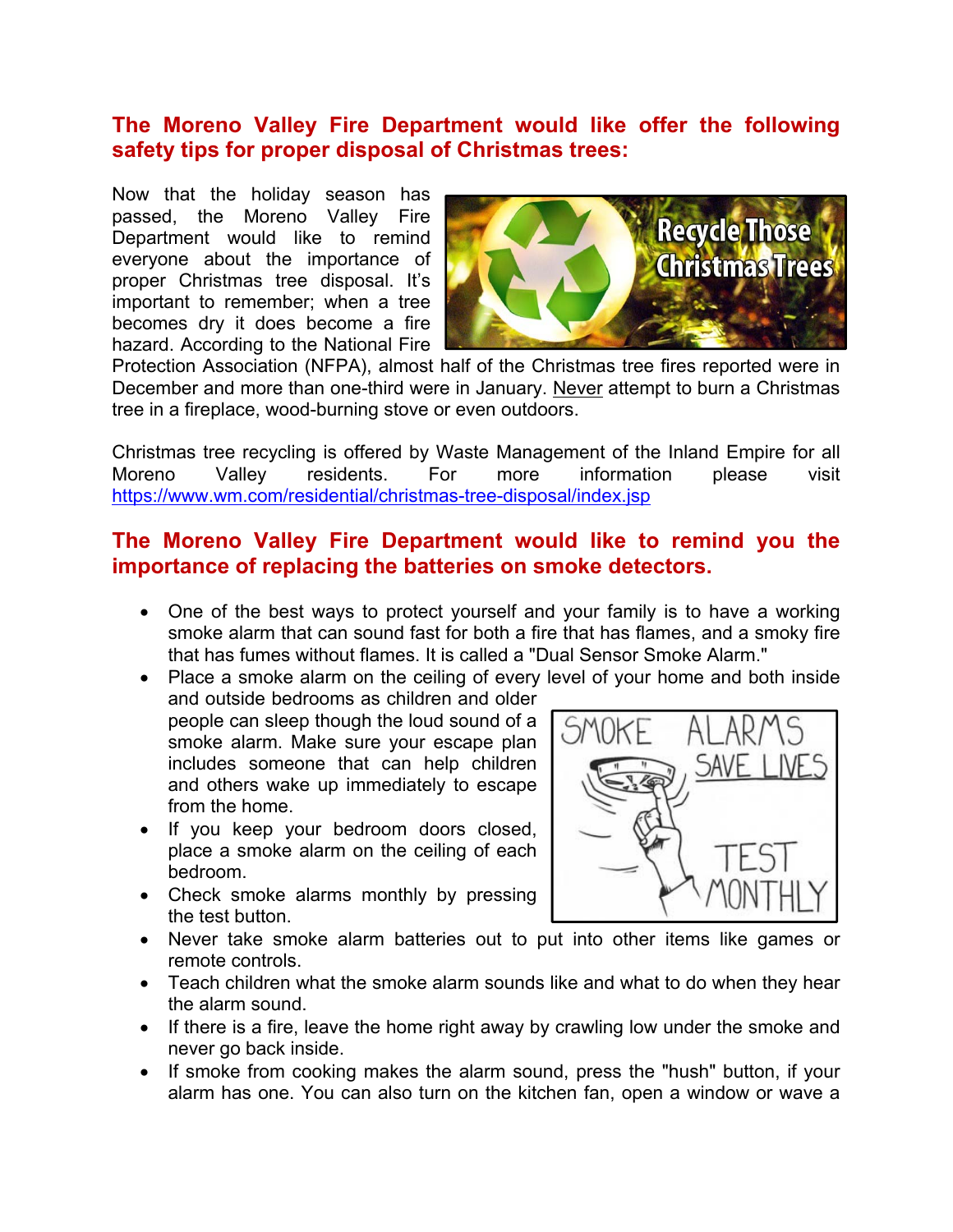## The Moreno Valley Fire Department would like offer the following safety tips for proper disposal of Christmas trees:

Now that the holiday season has passed, the Moreno Valley Fire Department would like to remind everyone about the importance of proper Christmas tree disposal. It's important to remember; when a tree becomes dry it does become a fire hazard. According to the National Fire Protection Association (NFPA), almost half of the Christmas tree fires reported were in December and more than one-third were in January. Never attempt to burn a Christmas tree in a fireplace, wood-burning stove or even outdoors.

Christmas tree recycling is offered by Waste Management of the Inland Empire for all Moreno Valley residents. For more information please visit https://www.wm.com/residential/christmas-tree-disposal/index.jsp

## The Moreno Valley Fire Department would like to remind you the importance of replacing the batteries on smoke detectors.

- One of the best ways to protect yourself and your family is to have a working smoke alarm that can sound fast for both a fire that has flames, and a smoky fire that has fumes without flames. It is called a "Dual Sensor Smoke Alarm."
- Place a smoke alarm on the ceiling of every level of your home and both inside and outside bedrooms as children and older people can sleep though the loud sound of a smoke alarm. Make sure your escape plan includes someone that can help children and others wake up immediately to escape from the home.
- If you keep your bedroom doors closed, place a smoke alarm on the ceiling of each bedroom.
- Check smoke alarms monthly by pressing the test button.
- Never take smoke alarm batteries out to put into other items like games or remote controls.
- Teach children what the smoke alarm sounds like and what to do when they hear the alarm sound.
- If there is a fire, leave the home right away by crawling low under the smoke and never go back inside.
- If smoke from cooking makes the alarm sound, press the "hush" button, if your alarm has one. You can also turn on the kitchen fan, open a window or wave a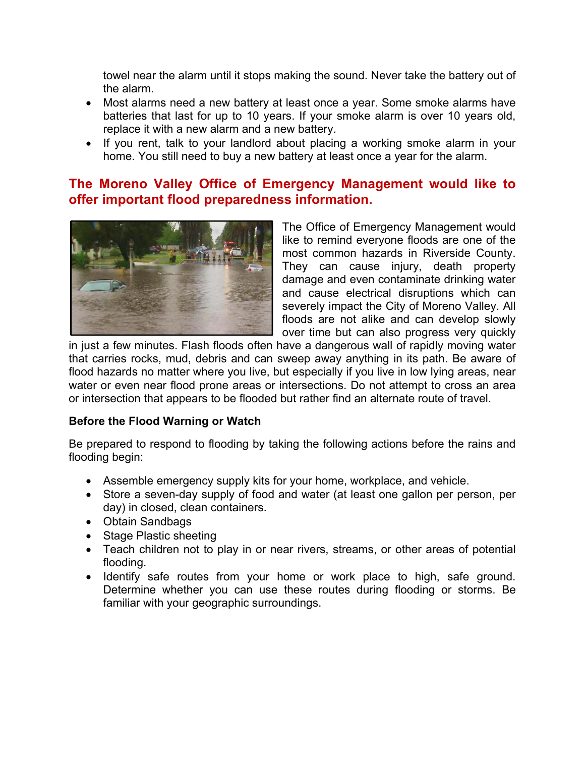towel near the alarm until it stops making the sound. Never take the battery out of the alarm.

- Most alarms need a new battery at least once a year. Some smoke alarms have batteries that last for up to 10 years. If your smoke alarm is over 10 years old, replace it with a new alarm and a new battery.
- If you rent, talk to your landlord about placing a working smoke alarm in your home. You still need to buy a new battery at least once a year for the alarm.

## The Moreno Valley Office of Emergency Management would like to offer important flood preparedness information.

The Office of Emergency Management would like to remind everyone floods are one of the most common hazards in Riverside County. They can cause injury, death property damage and even contaminate drinking water and cause electrical disruptions which can severely impact the City of Moreno Valley. All floods are not alike and can develop slowly over time but can also progress very quickly in just a few minutes. Flash floods often have a dangerous wall of rapidly moving water that carries rocks, mud, debris and can sweep away anything in its path. Be aware of flood hazards no matter where you live, but especially if you live in low lying areas, near water or even near flood prone areas or intersections. Do not attempt to cross an area or intersection that appears to be flooded but rather find an alternate route of travel.

**Before the Flood Warning or Watch**

Be prepared to respond to flooding by taking the following actions before the rains and flooding begin:

- Assemble emergency supply kits for your home, workplace, and vehicle.
- Store a seven-day supply of food and water (at least one gallon per person, per day) in closed, clean containers.
- Obtain Sandbags
- Stage Plastic sheeting
- Teach children not to play in or near rivers, streams, or other areas of potential flooding.
- Identify safe routes from your home or work place to high, safe ground. Determine whether you can use these routes during flooding or storms. Be familiar with your geographic surroundings.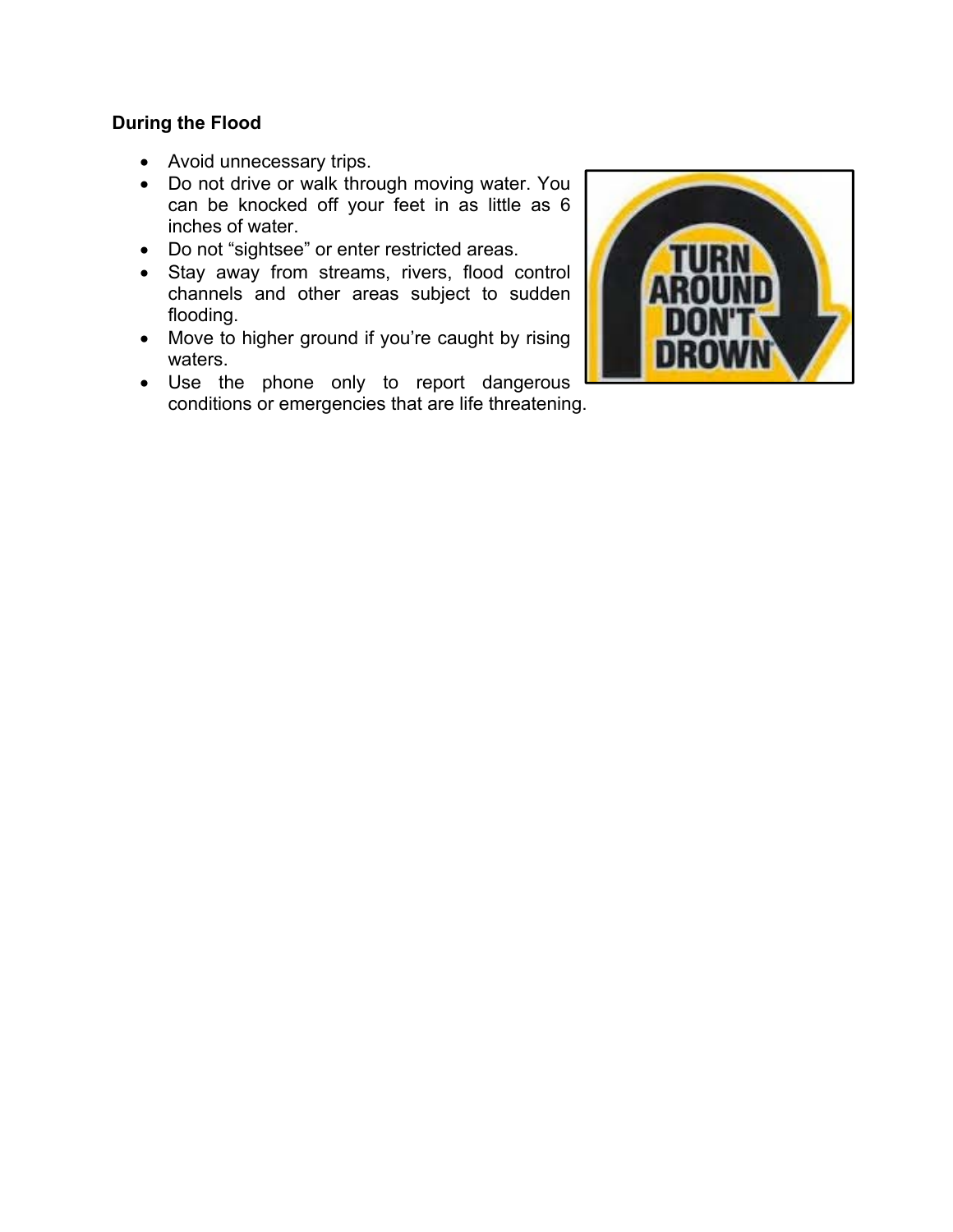**During the Flood**

- Avoid unnecessary trips.
- Do not drive or walk through moving water. You can be knocked off your feet in as little as 6 inches of water.
- Do not "sightsee" or enter restricted areas.
- Stay away from streams, rivers, flood control channels and other areas subject to sudden flooding.
- Move to higher ground if you're caught by rising waters.
- Use the phone only to report dangerous conditions or emergencies that are life threatening.